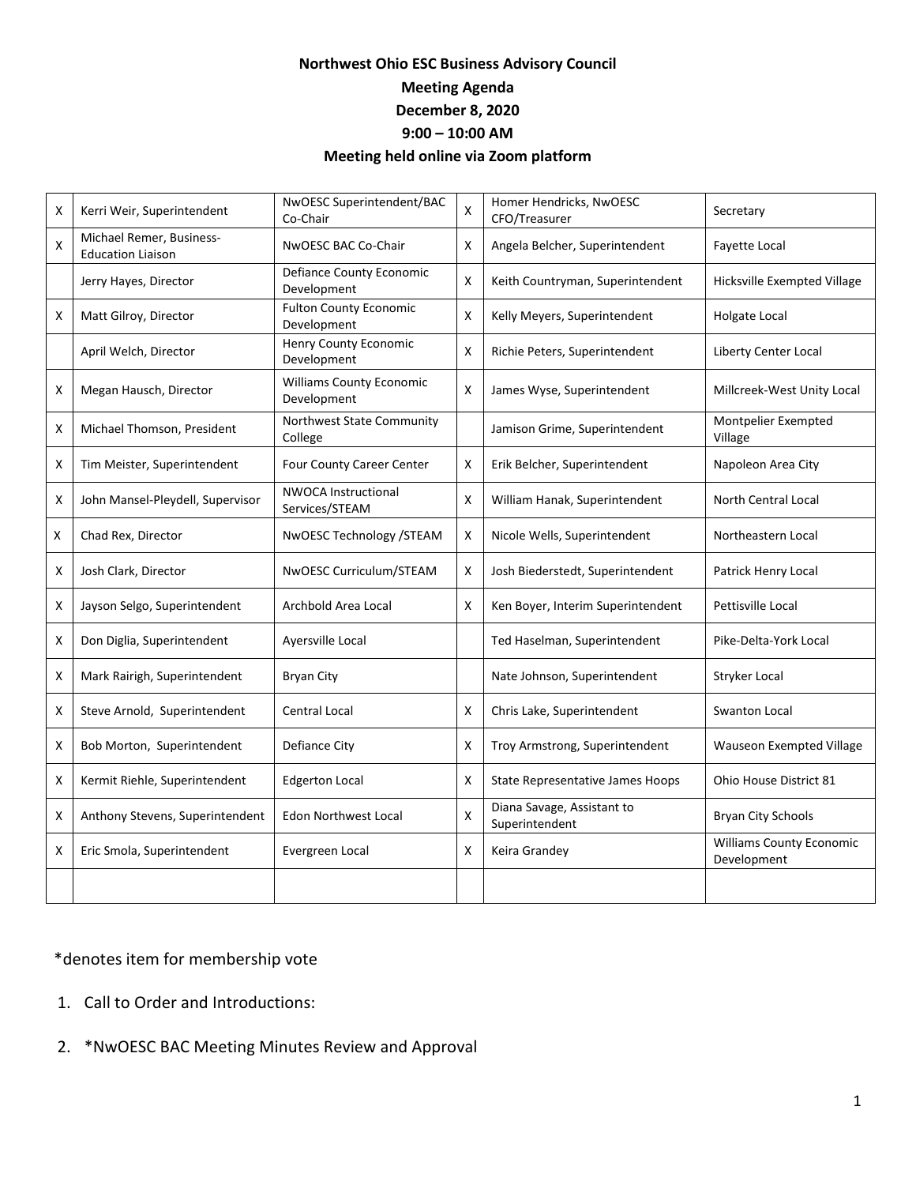**Northwest Ohio ESC Business Advisory Council**

**Meeting Agenda**

**December 8, 2020**

**9:00 – 10:00 AM**

**Meeting held online via Zoom platform**

| | | | | | |
|---|---|---|---|---|---|
| X | Kerri Weir, Superintendent | NwOESC Superintendent/BAC Co-Chair | X | Homer Hendricks, NwOESC CFO/Treasurer | Secretary |
| X | Michael Remer, Business-Education Liaison | NwOESC BAC Co-Chair | X | Angela Belcher, Superintendent | Fayette Local |
| | Jerry Hayes, Director | Defiance County Economic Development | X | Keith Countryman, Superintendent | Hicksville Exempted Village |
| X | Matt Gilroy, Director | Fulton County Economic Development | X | Kelly Meyers, Superintendent | Holgate Local |
| | April Welch, Director | Henry County Economic Development | X | Richie Peters, Superintendent | Liberty Center Local |
| X | Megan Hausch, Director | Williams County Economic Development | X | James Wyse, Superintendent | Millcreek-West Unity Local |
| X | Michael Thomson, President | Northwest State Community College | | Jamison Grime, Superintendent | Montpelier Exempted Village |
| X | Tim Meister, Superintendent | Four County Career Center | X | Erik Belcher, Superintendent | Napoleon Area City |
| X | John Mansel-Pleydell, Supervisor | NWOCA Instructional Services/STEAM | X | William Hanak, Superintendent | North Central Local |
| X | Chad Rex, Director | NwOESC Technology /STEAM | X | Nicole Wells, Superintendent | Northeastern Local |
| X | Josh Clark, Director | NwOESC Curriculum/STEAM | X | Josh Biederstedt, Superintendent | Patrick Henry Local |
| X | Jayson Selgo, Superintendent | Archbold Area Local | X | Ken Boyer, Interim Superintendent | Pettisville Local |
| X | Don Diglia, Superintendent | Ayersville Local | | Ted Haselman, Superintendent | Pike-Delta-York Local |
| X | Mark Rairigh, Superintendent | Bryan City | | Nate Johnson, Superintendent | Stryker Local |
| X | Steve Arnold, Superintendent | Central Local | X | Chris Lake, Superintendent | Swanton Local |
| X | Bob Morton, Superintendent | Defiance City | X | Troy Armstrong, Superintendent | Wauseon Exempted Village |
| X | Kermit Riehle, Superintendent | Edgerton Local | X | State Representative James Hoops | Ohio House District 81 |
| X | Anthony Stevens, Superintendent | Edon Northwest Local | X | Diana Savage, Assistant to Superintendent | Bryan City Schools |
| X | Eric Smola, Superintendent | Evergreen Local | X | Keira Grandey | Williams County Economic Development |
| | | | | | |

*denotes item for membership vote

1. Call to Order and Introductions:
2. *NwOESC BAC Meeting Minutes Review and Approval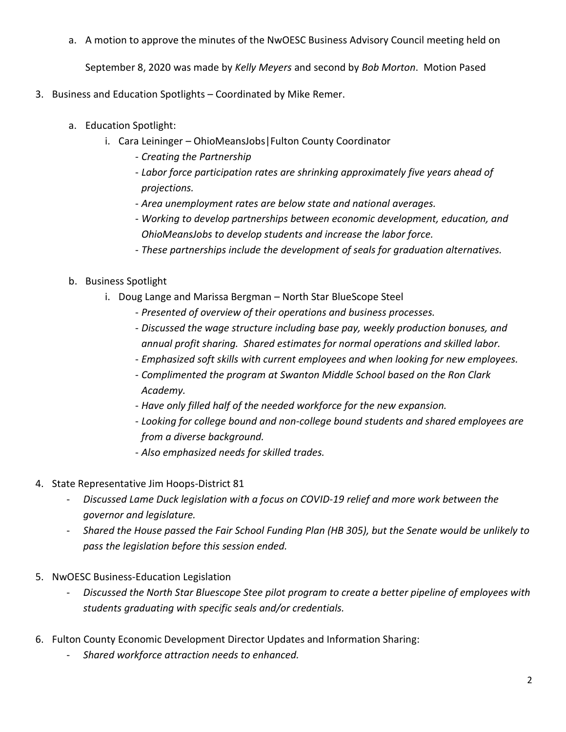a. A motion to approve the minutes of the NwOESC Business Advisory Council meeting held on September 8, 2020 was made by *Kelly Meyers* and second by *Bob Morton*. Motion Pased

3. Business and Education Spotlights – Coordinated by Mike Remer.

    a. Education Spotlight:

        i. Cara Leininger – OhioMeansJobs|Fulton County Coordinator
            - *Creating the Partnership*
            - *Labor force participation rates are shrinking approximately five years ahead of projections.*
            - *Area unemployment rates are below state and national averages.*
            - *Working to develop partnerships between economic development, education, and OhioMeansJobs to develop students and increase the labor force.*
            - *These partnerships include the development of seals for graduation alternatives.*

    b. Business Spotlight

        i. Doug Lange and Marissa Bergman – North Star BlueScope Steel
            - *Presented of overview of their operations and business processes.*
            - *Discussed the wage structure including base pay, weekly production bonuses, and annual profit sharing. Shared estimates for normal operations and skilled labor.*
            - *Emphasized soft skills with current employees and when looking for new employees.*
            - *Complimented the program at Swanton Middle School based on the Ron Clark Academy.*
            - *Have only filled half of the needed workforce for the new expansion.*
            - *Looking for college bound and non-college bound students and shared employees are from a diverse background.*
            - *Also emphasized needs for skilled trades.*

4. State Representative Jim Hoops-District 81
    - *Discussed Lame Duck legislation with a focus on COVID-19 relief and more work between the governor and legislature.*
    - *Shared the House passed the Fair School Funding Plan (HB 305), but the Senate would be unlikely to pass the legislation before this session ended.*

5. NwOESC Business-Education Legislation
    - *Discussed the North Star Bluescope Stee pilot program to create a better pipeline of employees with students graduating with specific seals and/or credentials.*

6. Fulton County Economic Development Director Updates and Information Sharing:
    - *Shared workforce attraction needs to enhanced.*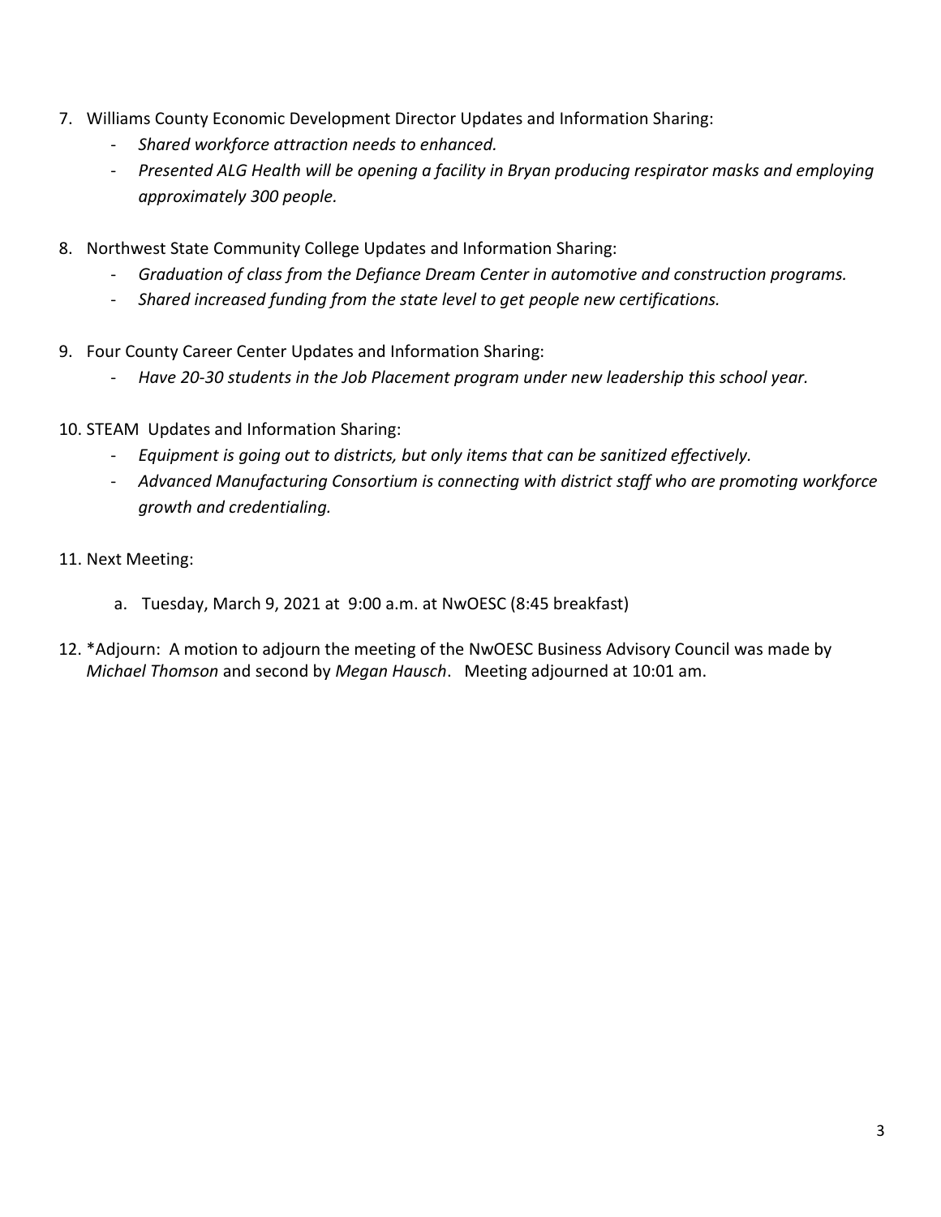7. Williams County Economic Development Director Updates and Information Sharing:
   - *Shared workforce attraction needs to enhanced.*
   - *Presented ALG Health will be opening a facility in Bryan producing respirator masks and employing approximately 300 people.*

8. Northwest State Community College Updates and Information Sharing:
   - *Graduation of class from the Defiance Dream Center in automotive and construction programs.*
   - *Shared increased funding from the state level to get people new certifications.*

9. Four County Career Center Updates and Information Sharing:
   - *Have 20-30 students in the Job Placement program under new leadership this school year.*

10. STEAM Updates and Information Sharing:
    - *Equipment is going out to districts, but only items that can be sanitized effectively.*
    - *Advanced Manufacturing Consortium is connecting with district staff who are promoting workforce growth and credentialing.*

11. Next Meeting:

    a. Tuesday, March 9, 2021 at 9:00 a.m. at NwOESC (8:45 breakfast)

12. *Adjourn: A motion to adjourn the meeting of the NwOESC Business Advisory Council was made by *Michael Thomson* and second by *Megan Hausch*. Meeting adjourned at 10:01 am.